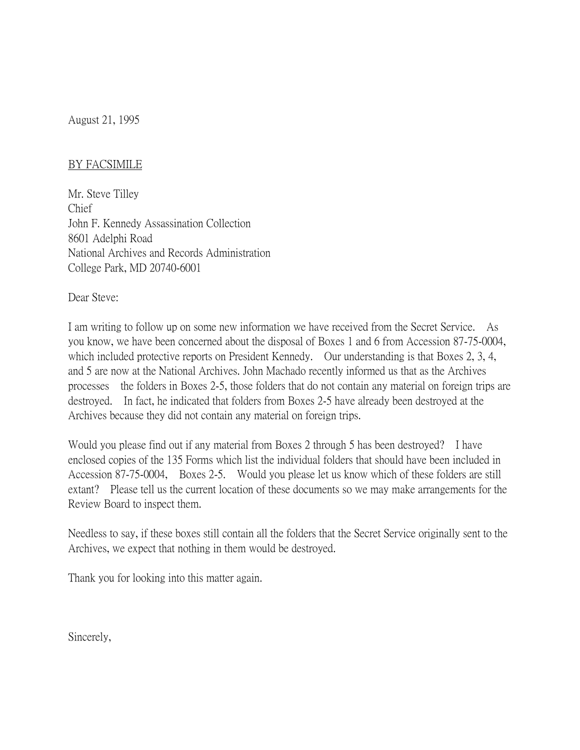August 21, 1995

<u>BY FACSIMILE</u>

Mr. Steve Tilley  
Chief  
John F. Kennedy Assassination Collection  
8601 Adelphi Road  
National Archives and Records Administration  
College Park, MD 20740-6001

Dear Steve:

I am writing to follow up on some new information we have received from the Secret Service. As you know, we have been concerned about the disposal of Boxes 1 and 6 from Accession 87-75-0004, which included protective reports on President Kennedy. Our understanding is that Boxes 2, 3, 4, and 5 are now at the National Archives. John Machado recently informed us that as the Archives processes the folders in Boxes 2-5, those folders that do not contain any material on foreign trips are destroyed. In fact, he indicated that folders from Boxes 2-5 have already been destroyed at the Archives because they did not contain any material on foreign trips.

Would you please find out if any material from Boxes 2 through 5 has been destroyed? I have enclosed copies of the 135 Forms which list the individual folders that should have been included in Accession 87-75-0004, Boxes 2-5. Would you please let us know which of these folders are still extant? Please tell us the current location of these documents so we may make arrangements for the Review Board to inspect them.

Needless to say, if these boxes still contain all the folders that the Secret Service originally sent to the Archives, we expect that nothing in them would be destroyed.

Thank you for looking into this matter again.

Sincerely,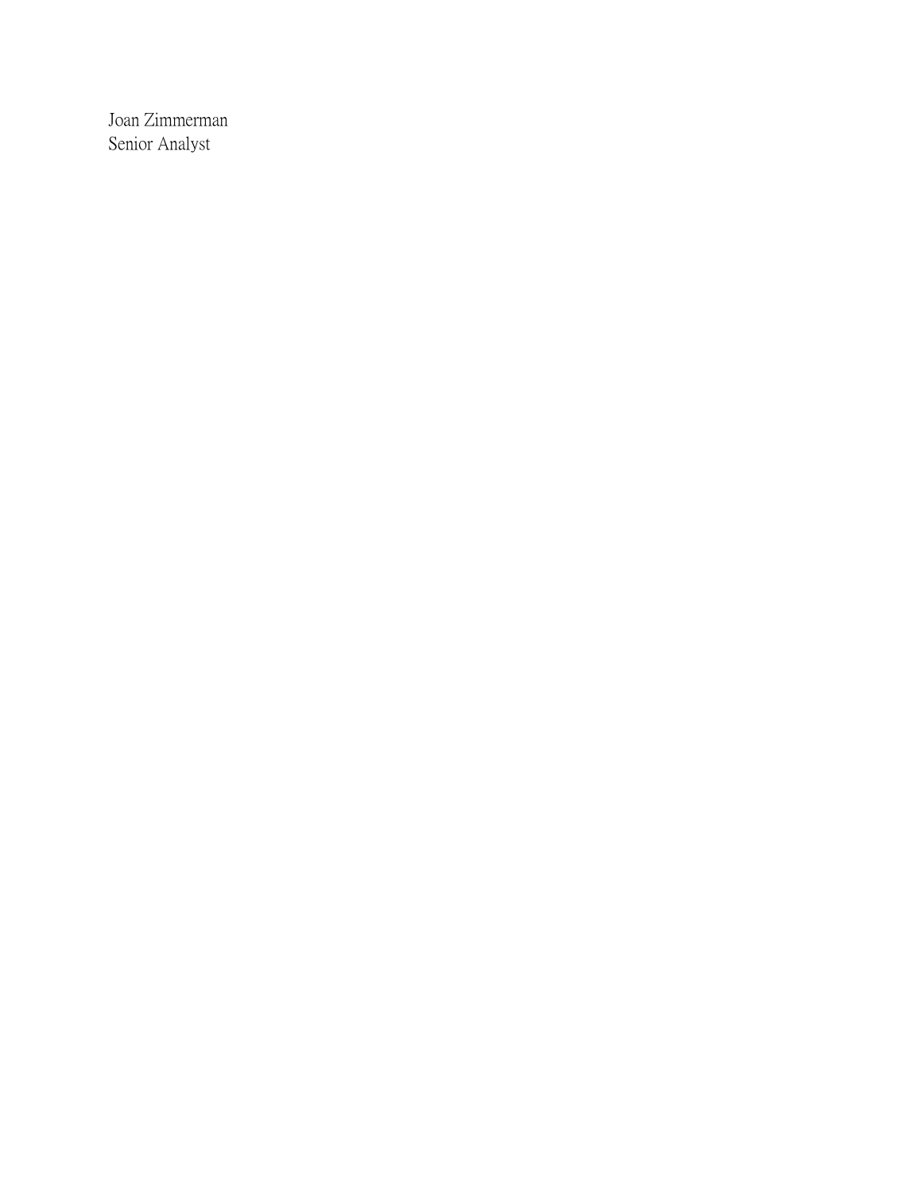Joan Zimmerman
Senior Analyst